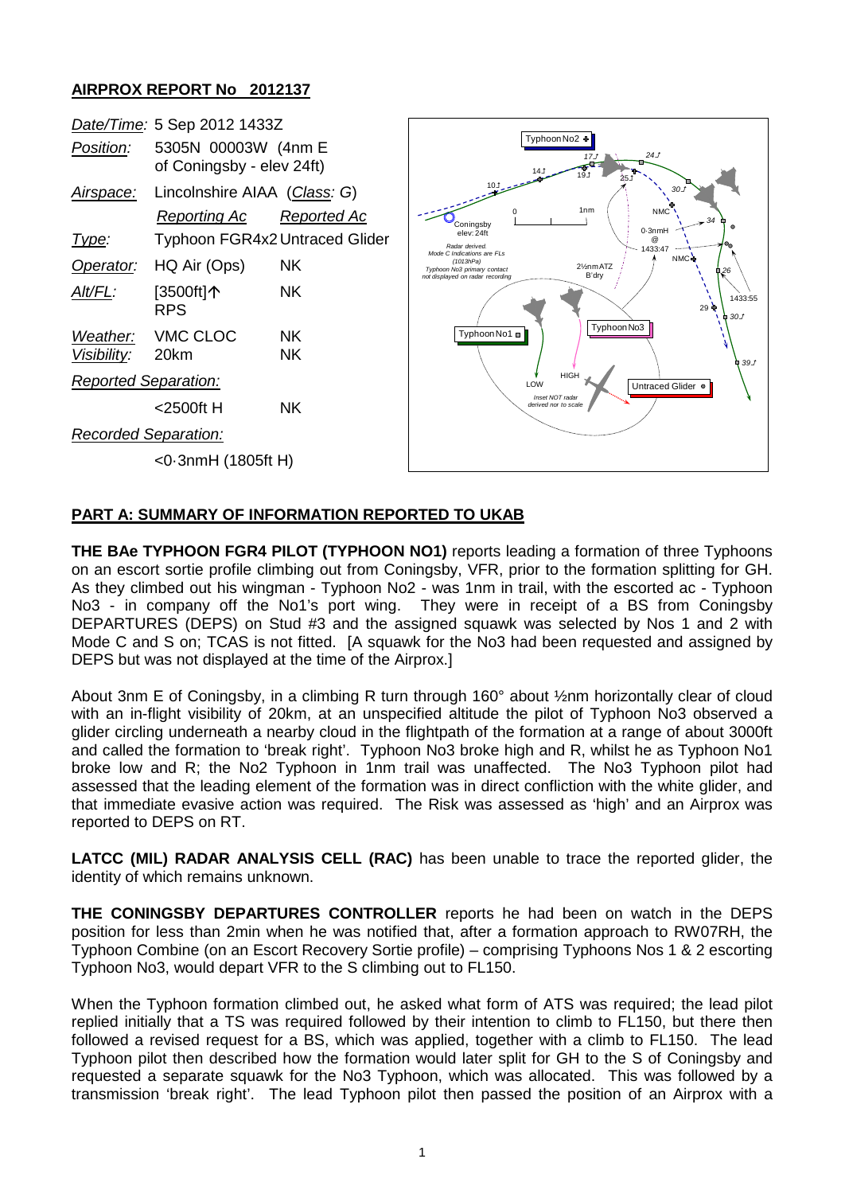**AIRPROX REPORT No 2012137**

| | | |
|---|---|---|
| *Date/Time:* | 5 Sep 2012 1433Z | |
| *Position:* | 5305N 00003W (4nm E of Coningsby - elev 24ft) | |
| *Airspace:* | Lincolnshire AIAA (*Class*: G) | |
| | *Reporting Ac* | *Reported Ac* |
| *Type:* | Typhoon FGR4x2 | Untraced Glider |
| *Operator:* | HQ Air (Ops) | NK |
| *Alt/FL:* | [3500ft]↑ RPS | NK |
| *Weather:* | VMC CLOC | NK |
| *Visibility:* | 20km | NK |
| *Reported Separation:* | | |
| | <2500ft H | NK |
| *Recorded Separation:* | | |
| | <0·3nmH (1805ft H) | |

## PART A: SUMMARY OF INFORMATION REPORTED TO UKAB

**THE BAe TYPHOON FGR4 PILOT (TYPHOON NO1)** reports leading a formation of three Typhoons on an escort sortie profile climbing out from Coningsby, VFR, prior to the formation splitting for GH. As they climbed out his wingman - Typhoon No2 - was 1nm in trail, with the escorted ac - Typhoon No3 - in company off the No1's port wing. They were in receipt of a BS from Coningsby DEPARTURES (DEPS) on Stud #3 and the assigned squawk was selected by Nos 1 and 2 with Mode C and S on; TCAS is not fitted. [A squawk for the No3 had been requested and assigned by DEPS but was not displayed at the time of the Airprox.]

About 3nm E of Coningsby, in a climbing R turn through 160° about ½nm horizontally clear of cloud with an in-flight visibility of 20km, at an unspecified altitude the pilot of Typhoon No3 observed a glider circling underneath a nearby cloud in the flightpath of the formation at a range of about 3000ft and called the formation to 'break right'. Typhoon No3 broke high and R, whilst he as Typhoon No1 broke low and R; the No2 Typhoon in 1nm trail was unaffected. The No3 Typhoon pilot had assessed that the leading element of the formation was in direct confliction with the white glider, and that immediate evasive action was required. The Risk was assessed as 'high' and an Airprox was reported to DEPS on RT.

**LATCC (MIL) RADAR ANALYSIS CELL (RAC)** has been unable to trace the reported glider, the identity of which remains unknown.

**THE CONINGSBY DEPARTURES CONTROLLER** reports he had been on watch in the DEPS position for less than 2min when he was notified that, after a formation approach to RW07RH, the Typhoon Combine (on an Escort Recovery Sortie profile) – comprising Typhoons Nos 1 & 2 escorting Typhoon No3, would depart VFR to the S climbing out to FL150.

When the Typhoon formation climbed out, he asked what form of ATS was required; the lead pilot replied initially that a TS was required followed by their intention to climb to FL150, but there then followed a revised request for a BS, which was applied, together with a climb to FL150. The lead Typhoon pilot then described how the formation would later split for GH to the S of Coningsby and requested a separate squawk for the No3 Typhoon, which was allocated. This was followed by a transmission 'break right'. The lead Typhoon pilot then passed the position of an Airprox with a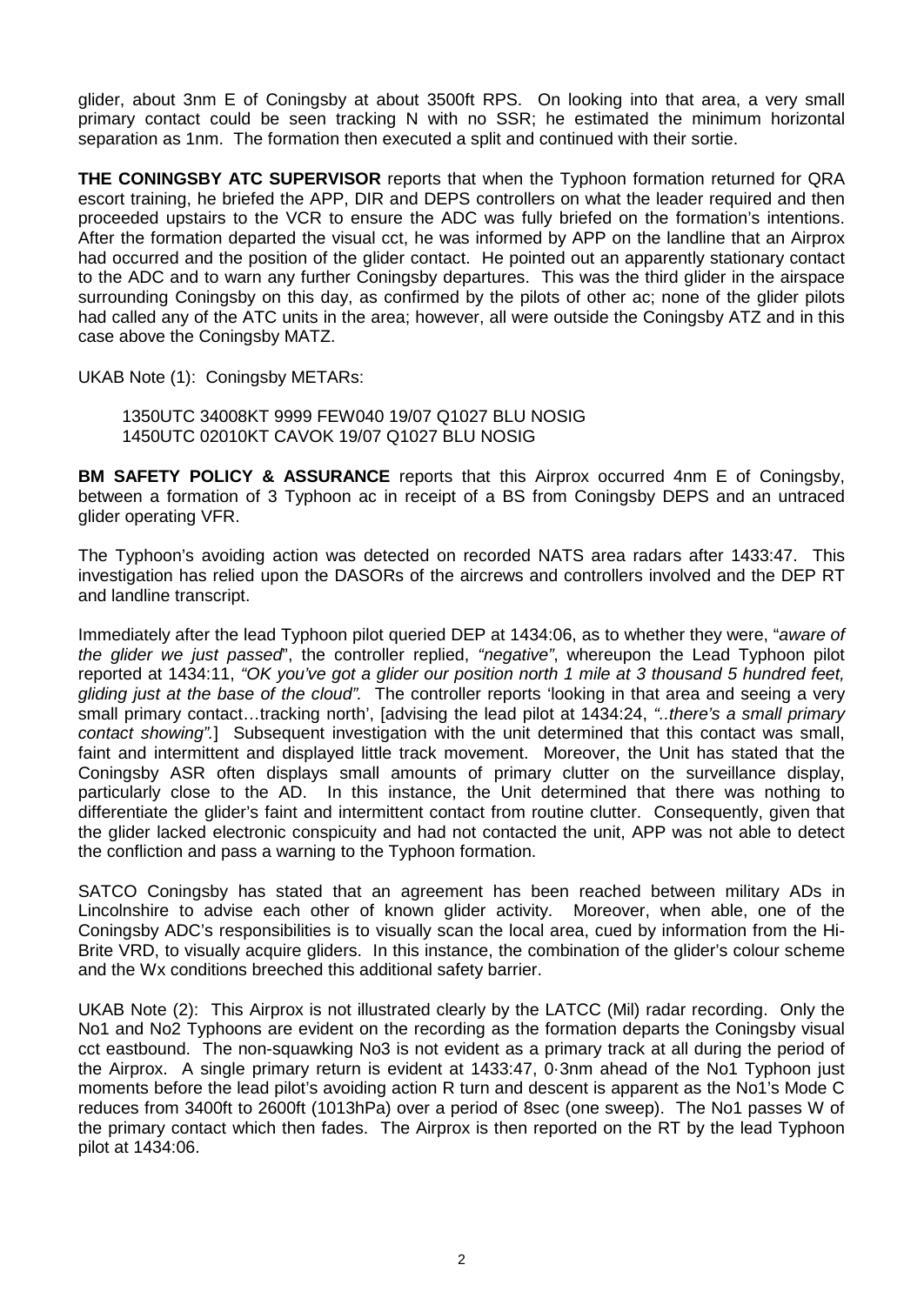glider, about 3nm E of Coningsby at about 3500ft RPS. On looking into that area, a very small primary contact could be seen tracking N with no SSR; he estimated the minimum horizontal separation as 1nm. The formation then executed a split and continued with their sortie.

**THE CONINGSBY ATC SUPERVISOR** reports that when the Typhoon formation returned for QRA escort training, he briefed the APP, DIR and DEPS controllers on what the leader required and then proceeded upstairs to the VCR to ensure the ADC was fully briefed on the formation's intentions. After the formation departed the visual cct, he was informed by APP on the landline that an Airprox had occurred and the position of the glider contact. He pointed out an apparently stationary contact to the ADC and to warn any further Coningsby departures. This was the third glider in the airspace surrounding Coningsby on this day, as confirmed by the pilots of other ac; none of the glider pilots had called any of the ATC units in the area; however, all were outside the Coningsby ATZ and in this case above the Coningsby MATZ.

UKAB Note (1): Coningsby METARs:

1350UTC 34008KT 9999 FEW040 19/07 Q1027 BLU NOSIG
1450UTC 02010KT CAVOK 19/07 Q1027 BLU NOSIG

**BM SAFETY POLICY & ASSURANCE** reports that this Airprox occurred 4nm E of Coningsby, between a formation of 3 Typhoon ac in receipt of a BS from Coningsby DEPS and an untraced glider operating VFR.

The Typhoon's avoiding action was detected on recorded NATS area radars after 1433:47. This investigation has relied upon the DASORs of the aircrews and controllers involved and the DEP RT and landline transcript.

Immediately after the lead Typhoon pilot queried DEP at 1434:06, as to whether they were, "*aware of the glider we just passed*", the controller replied, *"negative"*, whereupon the Lead Typhoon pilot reported at 1434:11, *"OK you've got a glider our position north 1 mile at 3 thousand 5 hundred feet, gliding just at the base of the cloud".* The controller reports 'looking in that area and seeing a very small primary contact…tracking north', [advising the lead pilot at 1434:24, *"..there's a small primary contact showing".*] Subsequent investigation with the unit determined that this contact was small, faint and intermittent and displayed little track movement. Moreover, the Unit has stated that the Coningsby ASR often displays small amounts of primary clutter on the surveillance display, particularly close to the AD. In this instance, the Unit determined that there was nothing to differentiate the glider's faint and intermittent contact from routine clutter. Consequently, given that the glider lacked electronic conspicuity and had not contacted the unit, APP was not able to detect the confliction and pass a warning to the Typhoon formation.

SATCO Coningsby has stated that an agreement has been reached between military ADs in Lincolnshire to advise each other of known glider activity. Moreover, when able, one of the Coningsby ADC's responsibilities is to visually scan the local area, cued by information from the Hi-Brite VRD, to visually acquire gliders. In this instance, the combination of the glider's colour scheme and the Wx conditions breeched this additional safety barrier.

UKAB Note (2): This Airprox is not illustrated clearly by the LATCC (Mil) radar recording. Only the No1 and No2 Typhoons are evident on the recording as the formation departs the Coningsby visual cct eastbound. The non-squawking No3 is not evident as a primary track at all during the period of the Airprox. A single primary return is evident at 1433:47, 0·3nm ahead of the No1 Typhoon just moments before the lead pilot's avoiding action R turn and descent is apparent as the No1's Mode C reduces from 3400ft to 2600ft (1013hPa) over a period of 8sec (one sweep). The No1 passes W of the primary contact which then fades. The Airprox is then reported on the RT by the lead Typhoon pilot at 1434:06.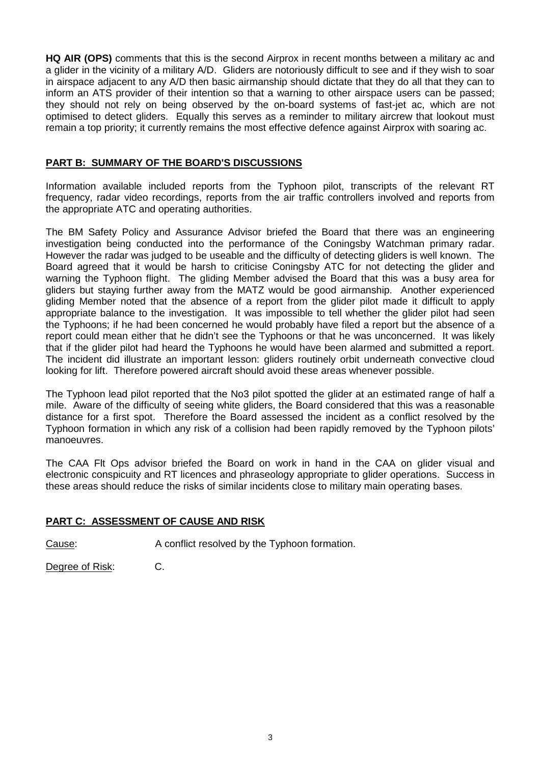**HQ AIR (OPS)** comments that this is the second Airprox in recent months between a military ac and a glider in the vicinity of a military A/D. Gliders are notoriously difficult to see and if they wish to soar in airspace adjacent to any A/D then basic airmanship should dictate that they do all that they can to inform an ATS provider of their intention so that a warning to other airspace users can be passed; they should not rely on being observed by the on-board systems of fast-jet ac, which are not optimised to detect gliders. Equally this serves as a reminder to military aircrew that lookout must remain a top priority; it currently remains the most effective defence against Airprox with soaring ac.

## PART B: SUMMARY OF THE BOARD'S DISCUSSIONS

Information available included reports from the Typhoon pilot, transcripts of the relevant RT frequency, radar video recordings, reports from the air traffic controllers involved and reports from the appropriate ATC and operating authorities.

The BM Safety Policy and Assurance Advisor briefed the Board that there was an engineering investigation being conducted into the performance of the Coningsby Watchman primary radar. However the radar was judged to be useable and the difficulty of detecting gliders is well known. The Board agreed that it would be harsh to criticise Coningsby ATC for not detecting the glider and warning the Typhoon flight. The gliding Member advised the Board that this was a busy area for gliders but staying further away from the MATZ would be good airmanship. Another experienced gliding Member noted that the absence of a report from the glider pilot made it difficult to apply appropriate balance to the investigation. It was impossible to tell whether the glider pilot had seen the Typhoons; if he had been concerned he would probably have filed a report but the absence of a report could mean either that he didn't see the Typhoons or that he was unconcerned. It was likely that if the glider pilot had heard the Typhoons he would have been alarmed and submitted a report. The incident did illustrate an important lesson: gliders routinely orbit underneath convective cloud looking for lift. Therefore powered aircraft should avoid these areas whenever possible.

The Typhoon lead pilot reported that the No3 pilot spotted the glider at an estimated range of half a mile. Aware of the difficulty of seeing white gliders, the Board considered that this was a reasonable distance for a first spot. Therefore the Board assessed the incident as a conflict resolved by the Typhoon formation in which any risk of a collision had been rapidly removed by the Typhoon pilots' manoeuvres.

The CAA Flt Ops advisor briefed the Board on work in hand in the CAA on glider visual and electronic conspicuity and RT licences and phraseology appropriate to glider operations. Success in these areas should reduce the risks of similar incidents close to military main operating bases.

## PART C: ASSESSMENT OF CAUSE AND RISK

Cause: A conflict resolved by the Typhoon formation.

Degree of Risk: C.